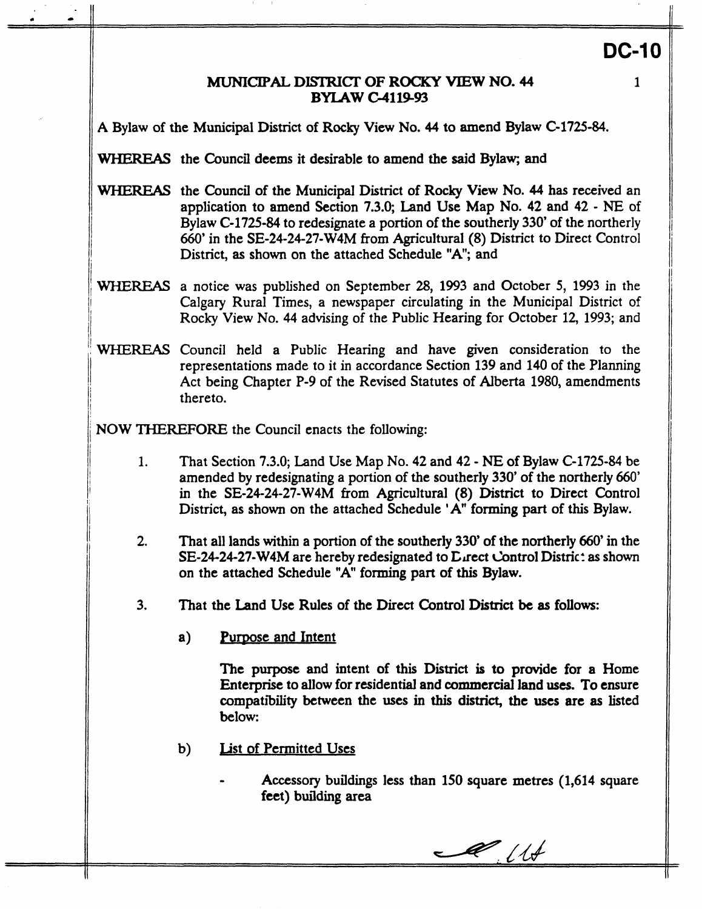**DC-10**

## MUNICIPAL DISTRICT OF ROCKY VIEW NO. 44
## BYLAW C-4119-93

A Bylaw of the Municipal District of Rocky View No. 44 to amend Bylaw C-1725-84.

**WHEREAS** the Council deems it desirable to amend the said Bylaw; and

**WHEREAS** the Council of the Municipal District of Rocky View No. 44 has received an application to amend Section 7.3.0; Land Use Map No. 42 and 42 - NE of Bylaw C-1725-84 to redesignate a portion of the southerly 330' of the northerly 660' in the SE-24-24-27-W4M from Agricultural (8) District to Direct Control District, as shown on the attached Schedule "A"; and

**WHEREAS** a notice was published on September 28, 1993 and October 5, 1993 in the Calgary Rural Times, a newspaper circulating in the Municipal District of Rocky View No. 44 advising of the Public Hearing for October 12, 1993; and

**WHEREAS** Council held a Public Hearing and have given consideration to the representations made to it in accordance Section 139 and 140 of the Planning Act being Chapter P-9 of the Revised Statutes of Alberta 1980, amendments thereto.

**NOW THEREFORE** the Council enacts the following:

1. That Section 7.3.0; Land Use Map No. 42 and 42 - NE of Bylaw C-1725-84 be amended by redesignating a portion of the southerly 330' of the northerly 660' in the SE-24-24-27-W4M from Agricultural (8) District to Direct Control District, as shown on the attached Schedule 'A" forming part of this Bylaw.

2. That all lands within a portion of the southerly 330' of the northerly 660' in the SE-24-24-27-W4M are hereby redesignated to Direct Control District as shown on the attached Schedule "A" forming part of this Bylaw.

3. **That the Land Use Rules of the Direct Control District be as follows:**

   a) **Purpose and Intent**

      **The purpose and intent of this District is to provide for a Home Enterprise to allow for residential and commercial land uses. To ensure compatibility between the uses in this district, the uses are as listed below:**

   b) **List of Permitted Uses**

      - **Accessory buildings less than 150 square metres (1,614 square feet) building area**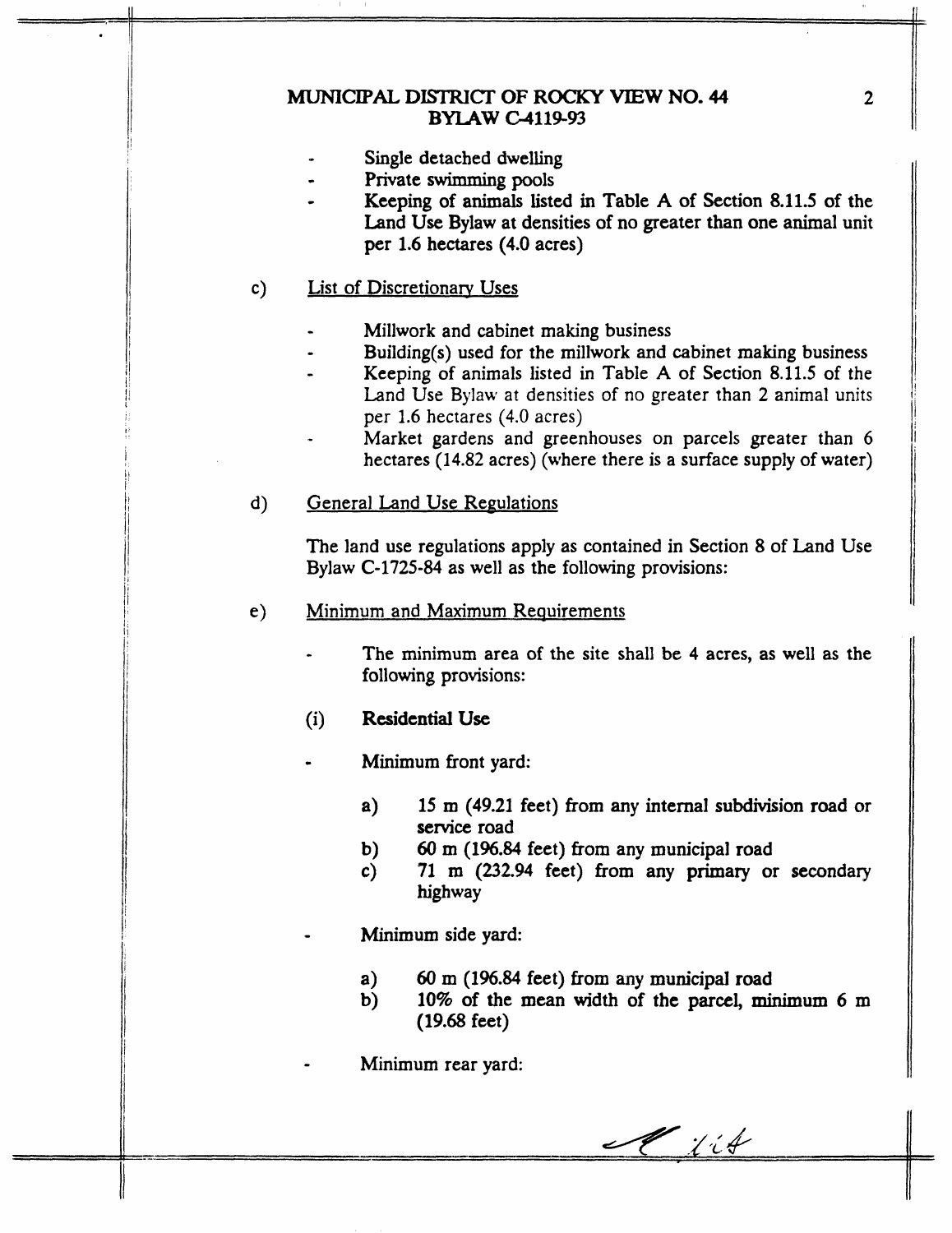- Single detached dwelling
- Private swimming pools
- Keeping of animals listed in Table A of Section 8.11.5 of the Land Use Bylaw at densities of no greater than one animal unit per 1.6 hectares (4.0 acres)

c) List of Discretionary Uses

- Millwork and cabinet making business
- Building(s) used for the millwork and cabinet making business
- Keeping of animals listed in Table A of Section 8.11.5 of the Land Use Bylaw at densities of no greater than 2 animal units per 1.6 hectares (4.0 acres)
- Market gardens and greenhouses on parcels greater than 6 hectares (14.82 acres) (where there is a surface supply of water)

d) General Land Use Regulations

The land use regulations apply as contained in Section 8 of Land Use Bylaw C-1725-84 as well as the following provisions:

e) Minimum and Maximum Requirements

- The minimum area of the site shall be 4 acres, as well as the following provisions:

(i) **Residential Use**

- Minimum front yard:

    a) 15 m (49.21 feet) from any internal subdivision road or service road
    b) 60 m (196.84 feet) from any municipal road
    c) 71 m (232.94 feet) from any primary or secondary highway

- Minimum side yard:

    a) 60 m (196.84 feet) from any municipal road
    b) 10% of the mean width of the parcel, minimum 6 m (19.68 feet)

- Minimum rear yard: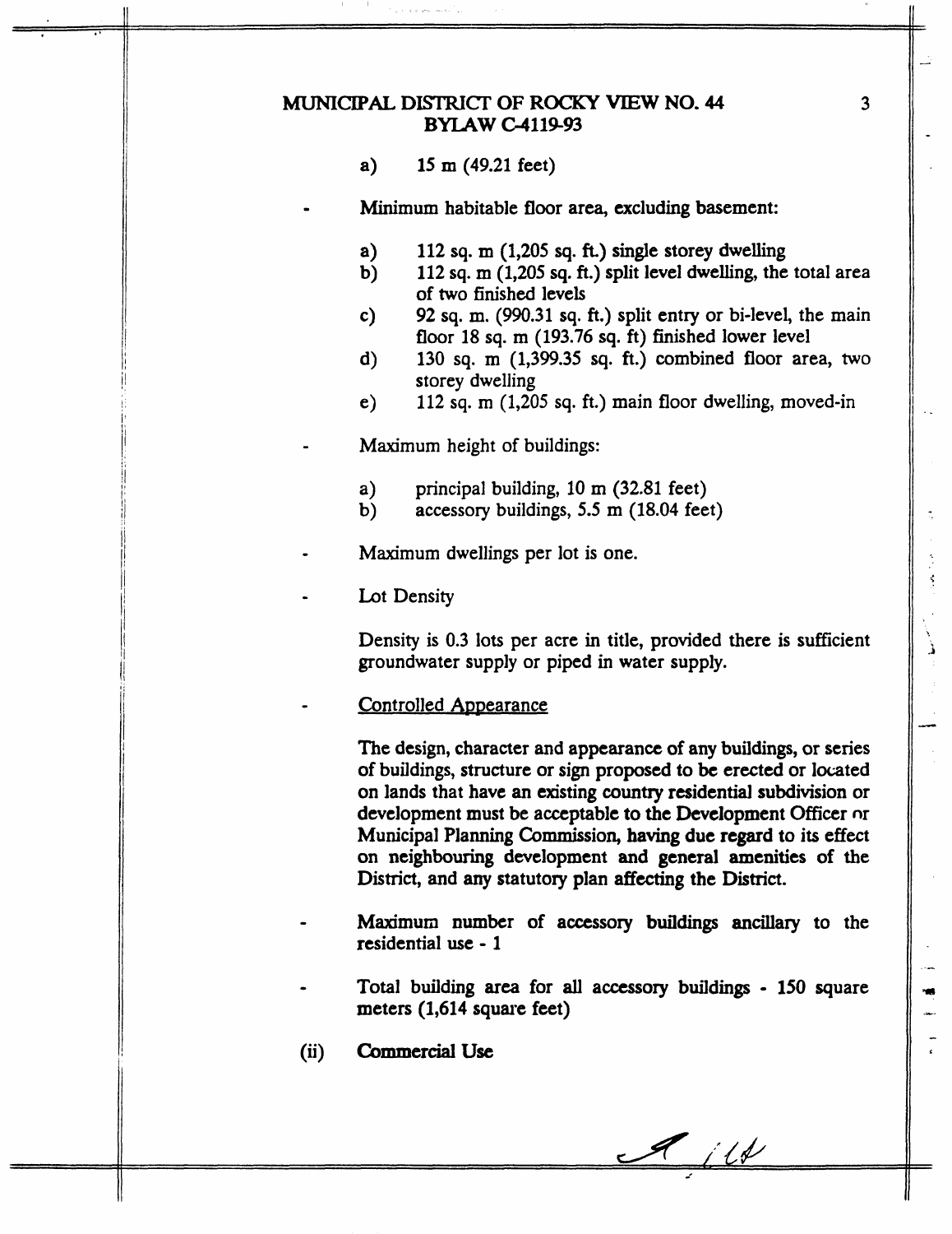a) 15 m (49.21 feet)

- Minimum habitable floor area, excluding basement:

  a) 112 sq. m (1,205 sq. ft.) single storey dwelling
  b) 112 sq. m (1,205 sq. ft.) split level dwelling, the total area of two finished levels
  c) 92 sq. m. (990.31 sq. ft.) split entry or bi-level, the main floor 18 sq. m (193.76 sq. ft) finished lower level
  d) 130 sq. m (1,399.35 sq. ft.) combined floor area, two storey dwelling
  e) 112 sq. m (1,205 sq. ft.) main floor dwelling, moved-in

- Maximum height of buildings:

  a) principal building, 10 m (32.81 feet)
  b) accessory buildings, 5.5 m (18.04 feet)

- Maximum dwellings per lot is one.

- Lot Density

  Density is 0.3 lots per acre in title, provided there is sufficient groundwater supply or piped in water supply.

- Controlled Appearance

  The design, character and appearance of any buildings, or series of buildings, structure or sign proposed to be erected or located on lands that have an existing country residential subdivision or development must be acceptable to the Development Officer or Municipal Planning Commission, having due regard to its effect on neighbouring development and general amenities of the District, and any statutory plan affecting the District.

- Maximum number of accessory buildings ancillary to the residential use - 1

- Total building area for all accessory buildings - 150 square meters (1,614 square feet)

(ii) **Commercial Use**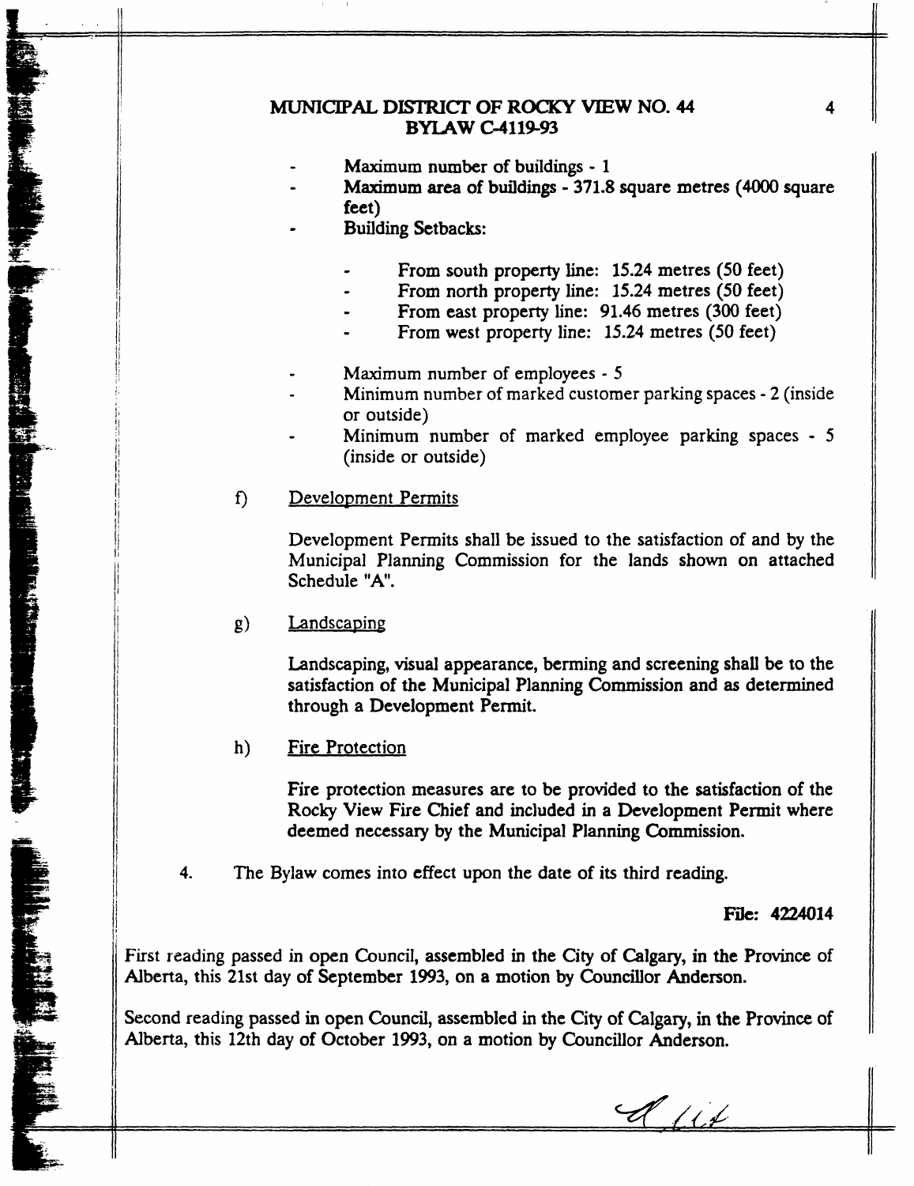- Maximum number of buildings - 1
- Maximum area of buildings - 371.8 square metres (4000 square feet)
- Building Setbacks:
  - From south property line: 15.24 metres (50 feet)
  - From north property line: 15.24 metres (50 feet)
  - From east property line: 91.46 metres (300 feet)
  - From west property line: 15.24 metres (50 feet)
- Maximum number of employees - 5
- Minimum number of marked customer parking spaces - 2 (inside or outside)
- Minimum number of marked employee parking spaces - 5 (inside or outside)

f) Development Permits

Development Permits shall be issued to the satisfaction of and by the Municipal Planning Commission for the lands shown on attached Schedule "A".

g) Landscaping

Landscaping, visual appearance, berming and screening shall be to the satisfaction of the Municipal Planning Commission and as determined through a Development Permit.

h) Fire Protection

Fire protection measures are to be provided to the satisfaction of the Rocky View Fire Chief and included in a Development Permit where deemed necessary by the Municipal Planning Commission.

4. The Bylaw comes into effect upon the date of its third reading.

**File: 4224014**

First reading passed in open Council, assembled in the City of Calgary, in the Province of Alberta, this 21st day of September 1993, on a motion by Councillor Anderson.

Second reading passed in open Council, assembled in the City of Calgary, in the Province of Alberta, this 12th day of October 1993, on a motion by Councillor Anderson.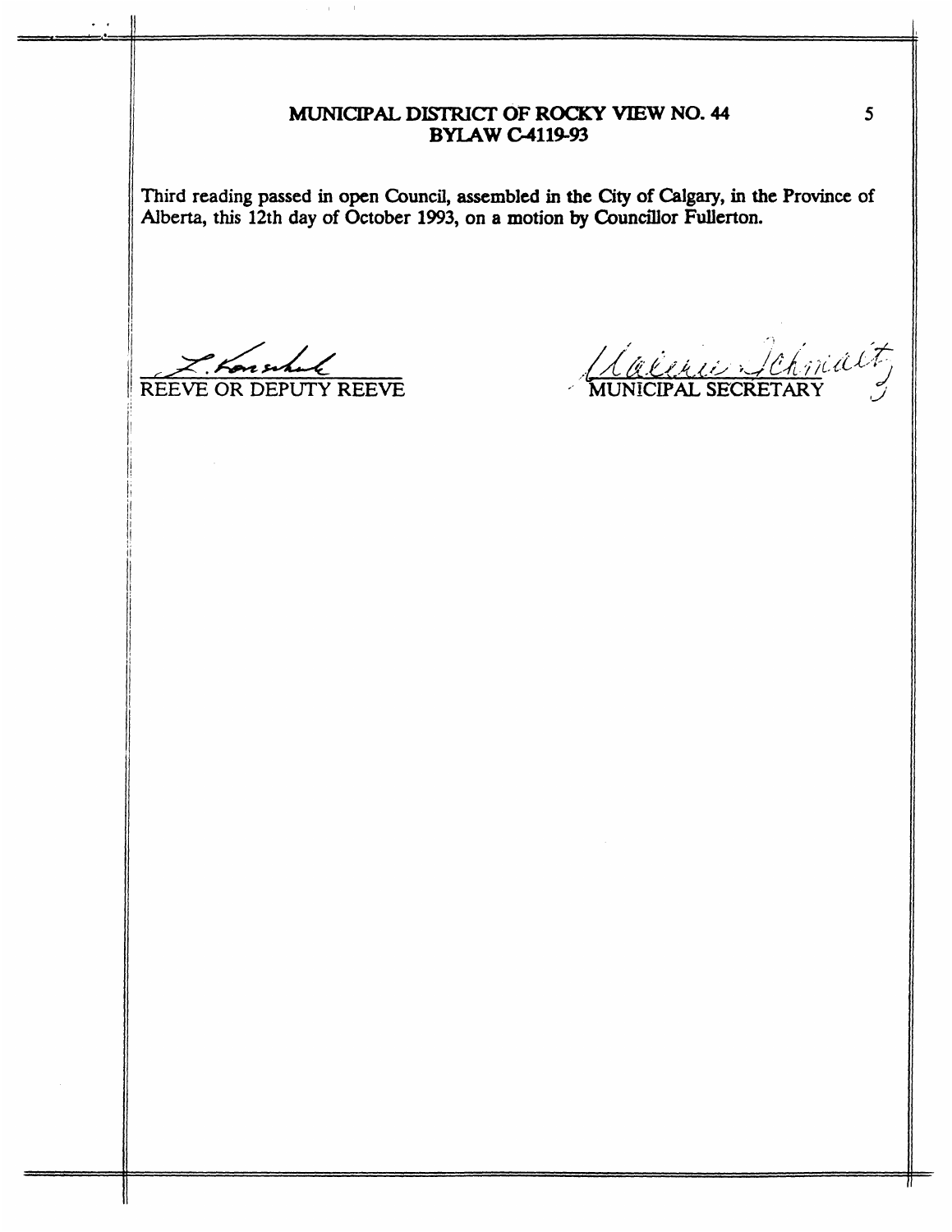**MUNICIPAL DISTRICT OF ROCKY VIEW NO. 44**
**BYLAW C-4119-93**

Third reading passed in open Council, assembled in the City of Calgary, in the Province of Alberta, this 12th day of October 1993, on a motion by Councillor Fullerton.

REEVE OR DEPUTY REEVE

MUNICIPAL SECRETARY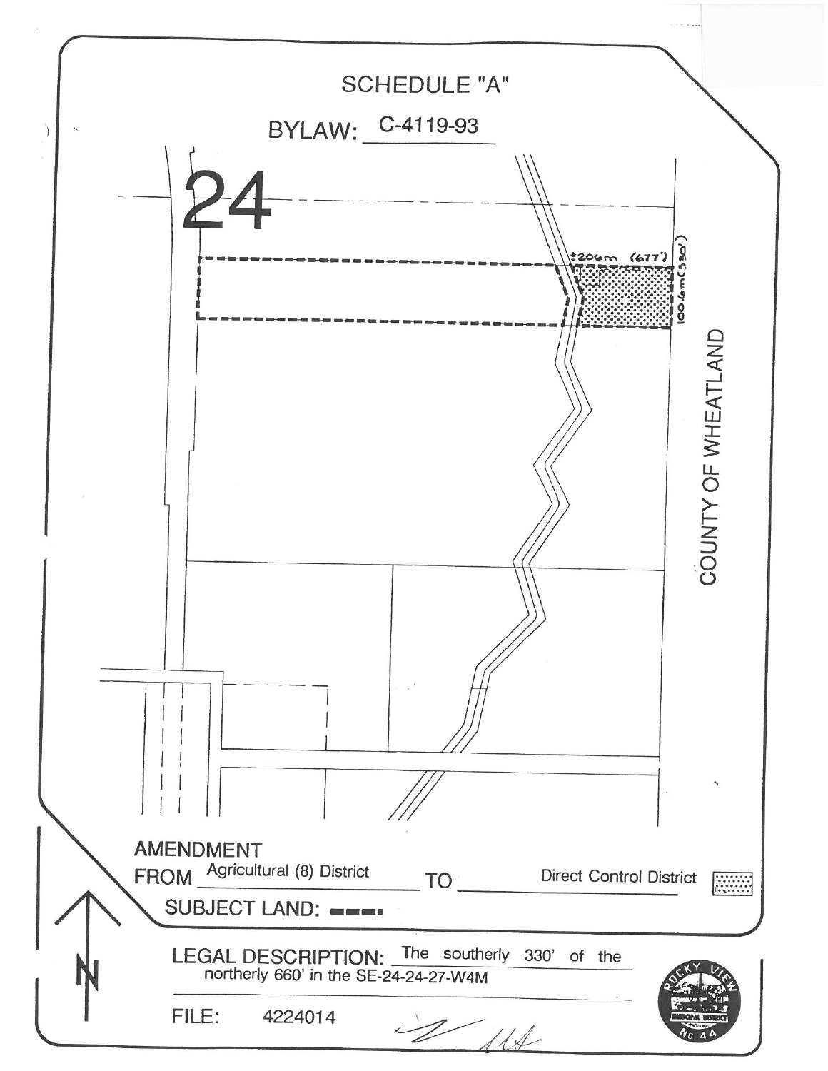# SCHEDULE "A"

BYLAW: C-4119-93

24

±206m (677')

100.6m (330')

COUNTY OF WHEATLAND

AMENDMENT

FROM Agricultural (8) District TO Direct Control District

SUBJECT LAND:

N

LEGAL DESCRIPTION: The southerly 330' of the northerly 660' in the SE-24-24-27-W4M

FILE: 4224014

ROCKY VIEW MUNICIPAL DISTRICT No 44